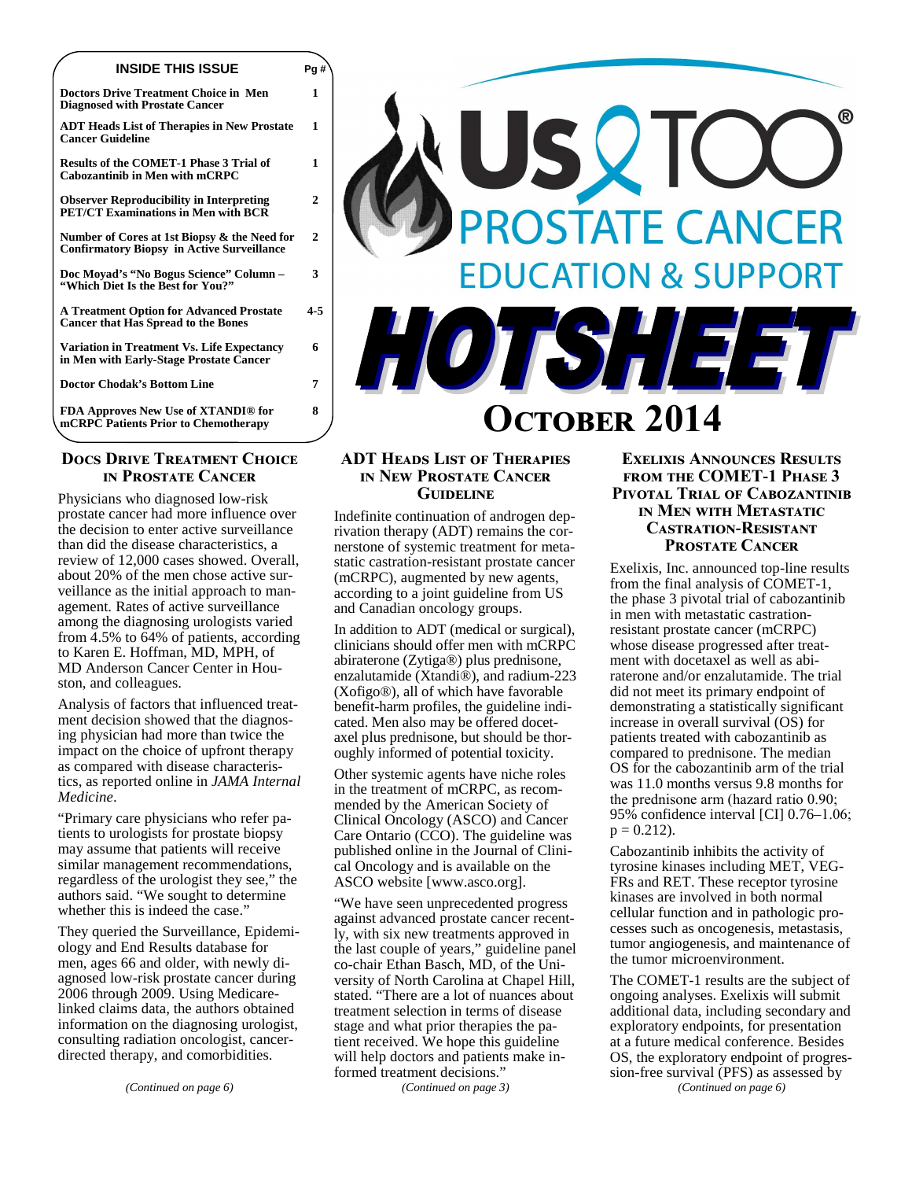# Us TOO® PROSTATE CANCER EDUCATION & SUPPORT

# HOTSHEET

## OCTOBER 2014

| INSIDE THIS ISSUE | Pg # |
| --- | --- |
| Doctors Drive Treatment Choice in Men Diagnosed with Prostate Cancer | 1 |
| ADT Heads List of Therapies in New Prostate Cancer Guideline | 1 |
| Results of the COMET-1 Phase 3 Trial of Cabozantinib in Men with mCRPC | 1 |
| Observer Reproducibility in Interpreting PET/CT Examinations in Men with BCR | 2 |
| Number of Cores at 1st Biopsy & the Need for Confirmatory Biopsy in Active Surveillance | 2 |
| Doc Moyad's "No Bogus Science" Column – "Which Diet Is the Best for You?" | 3 |
| A Treatment Option for Advanced Prostate Cancer that Has Spread to the Bones | 4-5 |
| Variation in Treatment Vs. Life Expectancy in Men with Early-Stage Prostate Cancer | 6 |
| Doctor Chodak's Bottom Line | 7 |
| FDA Approves New Use of XTANDI® for mCRPC Patients Prior to Chemotherapy | 8 |

## DOCS DRIVE TREATMENT CHOICE IN PROSTATE CANCER

Physicians who diagnosed low-risk prostate cancer had more influence over the decision to enter active surveillance than did the disease characteristics, a review of 12,000 cases showed. Overall, about 20% of the men chose active surveillance as the initial approach to management. Rates of active surveillance among the diagnosing urologists varied from 4.5% to 64% of patients, according to Karen E. Hoffman, MD, MPH, of MD Anderson Cancer Center in Houston, and colleagues.

Analysis of factors that influenced treatment decision showed that the diagnosing physician had more than twice the impact on the choice of upfront therapy as compared with disease characteristics, as reported online in *JAMA Internal Medicine*.

"Primary care physicians who refer patients to urologists for prostate biopsy may assume that patients will receive similar management recommendations, regardless of the urologist they see," the authors said. "We sought to determine whether this is indeed the case."

They queried the Surveillance, Epidemiology and End Results database for men, ages 66 and older, with newly diagnosed low-risk prostate cancer during 2006 through 2009. Using Medicare-linked claims data, the authors obtained information on the diagnosing urologist, consulting radiation oncologist, cancer-directed therapy, and comorbidities.

*(Continued on page 6)*

## ADT HEADS LIST OF THERAPIES IN NEW PROSTATE CANCER GUIDELINE

Indefinite continuation of androgen deprivation therapy (ADT) remains the cornerstone of systemic treatment for metastatic castration-resistant prostate cancer (mCRPC), augmented by new agents, according to a joint guideline from US and Canadian oncology groups.

In addition to ADT (medical or surgical), clinicians should offer men with mCRPC abiraterone (Zytiga®) plus prednisone, enzalutamide (Xtandi®), and radium-223 (Xofigo®), all of which have favorable benefit-harm profiles, the guideline indicated. Men also may be offered docetaxel plus prednisone, but should be thoroughly informed of potential toxicity.

Other systemic agents have niche roles in the treatment of mCRPC, as recommended by the American Society of Clinical Oncology (ASCO) and Cancer Care Ontario (CCO). The guideline was published online in the Journal of Clinical Oncology and is available on the ASCO website [www.asco.org].

"We have seen unprecedented progress against advanced prostate cancer recently, with six new treatments approved in the last couple of years," guideline panel co-chair Ethan Basch, MD, of the University of North Carolina at Chapel Hill, stated. "There are a lot of nuances about treatment selection in terms of disease stage and what prior therapies the patient received. We hope this guideline will help doctors and patients make informed treatment decisions."

*(Continued on page 3)*

## EXELIXIS ANNOUNCES RESULTS FROM THE COMET-1 PHASE 3 PIVOTAL TRIAL OF CABOZANTINIB IN MEN WITH METASTATIC CASTRATION-RESISTANT PROSTATE CANCER

Exelixis, Inc. announced top-line results from the final analysis of COMET-1, the phase 3 pivotal trial of cabozantinib in men with metastatic castration-resistant prostate cancer (mCRPC) whose disease progressed after treatment with docetaxel as well as abiraterone and/or enzalutamide. The trial did not meet its primary endpoint of demonstrating a statistically significant increase in overall survival (OS) for patients treated with cabozantinib as compared to prednisone. The median OS for the cabozantinib arm of the trial was 11.0 months versus 9.8 months for the prednisone arm (hazard ratio 0.90; 95% confidence interval [CI] 0.76–1.06; $p = 0.212$).

Cabozantinib inhibits the activity of tyrosine kinases including MET, VEGFRs and RET. These receptor tyrosine kinases are involved in both normal cellular function and in pathologic processes such as oncogenesis, metastasis, tumor angiogenesis, and maintenance of the tumor microenvironment.

The COMET-1 results are the subject of ongoing analyses. Exelixis will submit additional data, including secondary and exploratory endpoints, for presentation at a future medical conference. Besides OS, the exploratory endpoint of progression-free survival (PFS) as assessed by

*(Continued on page 6)*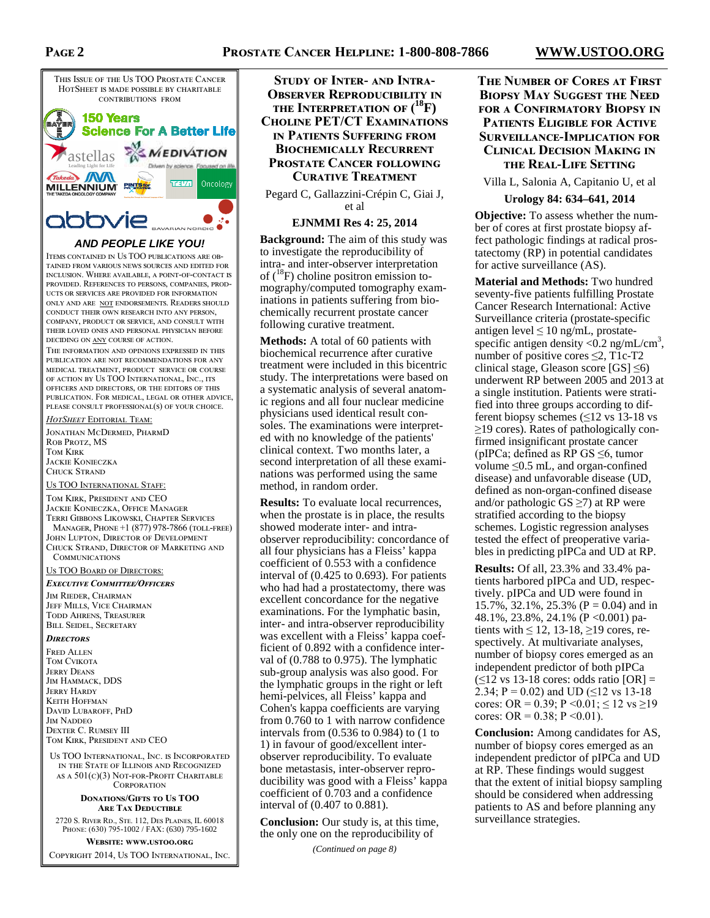This Issue of the Us TOO Prostate Cancer HotSheet is made possible by charitable contributions from

*AND PEOPLE LIKE YOU!*

Items contained in Us TOO publications are obtained from various news sources and edited for inclusion. Where available, a point-of-contact is provided. References to persons, companies, products or services are provided for information only and are NOT endorsements. Readers should conduct their own research into any person, company, product or service, and consult with their loved ones and personal physician before deciding on ANY course of action.

The information and opinions expressed in this publication are not recommendations for any medical treatment, product service or course of action by Us TOO International, Inc., its officers and directors, or the editors of this publication. For medical, legal or other advice, please consult professional(s) of your choice.

*HotSheet* Editorial Team:

Jonathan McDermed, PharmD
Rob Protz, MS
Tom Kirk
Jackie Konieczka
Chuck Strand

Us TOO International Staff:

Tom Kirk, President and CEO
Jackie Konieczka, Office Manager
Terri Gibbons Likowski, Chapter Services Manager, Phone +1 (877) 978-7866 (toll-free)
John Lupton, Director of Development
Chuck Strand, Director of Marketing and Communications

Us TOO Board of Directors:

***Executive Committee/Officers***

Jim Rieder, Chairman
Jeff Mills, Vice Chairman
Todd Ahrens, Treasurer
Bill Seidel, Secretary

***Directors***

Fred Allen
Tom Cvikota
Jerry Deans
Jim Hammack, DDS
Jerry Hardy
Keith Hoffman
David Lubaroff, PhD
Jim Naddeo
Dexter C. Rumsey III
Tom Kirk, President and CEO

Us TOO International, Inc. is Incorporated in the State of Illinois and Recognized as a 501(c)(3) Not-for-Profit Charitable Corporation

**Donations/Gifts to Us TOO Are Tax Deductible**

2720 S. River Rd., Ste. 112, Des Plaines, IL 60018
Phone: (630) 795-1002 / FAX: (630) 795-1602

**Website: www.ustoo.org**

Copyright 2014, Us TOO International, Inc.

## Study of Inter- and Intra-Observer Reproducibility in the Interpretation of ($^{18}$F) Choline PET/CT Examinations in Patients Suffering from Biochemically Recurrent Prostate Cancer following Curative Treatment

Pegard C, Gallazzini-Crépin C, Giai J, et al

**EJNMMI Res 4: 25, 2014**

**Background:** The aim of this study was to investigate the reproducibility of intra- and inter-observer interpretation of ($^{18}$F) choline positron emission tomography/computed tomography examinations in patients suffering from biochemically recurrent prostate cancer following curative treatment.

**Methods:** A total of 60 patients with biochemical recurrence after curative treatment were included in this bicentric study. The interpretations were based on a systematic analysis of several anatomic regions and all four nuclear medicine physicians used identical result consoles. The examinations were interpreted with no knowledge of the patients' clinical context. Two months later, a second interpretation of all these examinations was performed using the same method, in random order.

**Results:** To evaluate local recurrences, when the prostate is in place, the results showed moderate inter- and intra-observer reproducibility: concordance of all four physicians has a Fleiss' kappa coefficient of 0.553 with a confidence interval of (0.425 to 0.693). For patients who had had a prostatectomy, there was excellent concordance for the negative examinations. For the lymphatic basin, inter- and intra-observer reproducibility was excellent with a Fleiss' kappa coefficient of 0.892 with a confidence interval of (0.788 to 0.975). The lymphatic sub-group analysis was also good. For the lymphatic groups in the right or left hemi-pelvices, all Fleiss' kappa and Cohen's kappa coefficients are varying from 0.760 to 1 with narrow confidence intervals from (0.536 to 0.984) to (1 to 1) in favour of good/excellent inter-observer reproducibility. To evaluate bone metastasis, inter-observer reproducibility was good with a Fleiss' kappa coefficient of 0.703 and a confidence interval of (0.407 to 0.881).

**Conclusion:** Our study is, at this time, the only one on the reproducibility of

*(Continued on page 8)*

## The Number of Cores at First Biopsy May Suggest the Need for a Confirmatory Biopsy in Patients Eligible for Active Surveillance-Implication for Clinical Decision Making in the Real-Life Setting

Villa L, Salonia A, Capitanio U, et al

**Urology 84: 634–641, 2014**

**Objective:** To assess whether the number of cores at first prostate biopsy affect pathologic findings at radical prostatectomy (RP) in potential candidates for active surveillance (AS).

**Material and Methods:** Two hundred seventy-five patients fulfilling Prostate Cancer Research International: Active Surveillance criteria (prostate-specific antigen level $\leq$ 10 ng/mL, prostate-specific antigen density <0.2 ng/mL/cm$^3$, number of positive cores $\leq$2, T1c-T2 clinical stage, Gleason score [GS] $\leq$6) underwent RP between 2005 and 2013 at a single institution. Patients were stratified into three groups according to different biopsy schemes ($\leq$12 vs 13-18 vs $\geq$19 cores). Rates of pathologically confirmed insignificant prostate cancer (pIPCa; defined as RP GS $\leq$6, tumor volume $\leq$0.5 mL, and organ-confined disease) and unfavorable disease (UD, defined as non-organ-confined disease and/or pathologic GS $\geq$7) at RP were stratified according to the biopsy schemes. Logistic regression analyses tested the effect of preoperative variables in predicting pIPCa and UD at RP.

**Results:** Of all, 23.3% and 33.4% patients harbored pIPCa and UD, respectively. pIPCa and UD were found in 15.7%, 32.1%, 25.3% (P = 0.04) and in 48.1%, 23.8%, 24.1% (P <0.001) patients with $\leq$ 12, 13-18, $\geq$19 cores, respectively. At multivariate analyses, number of biopsy cores emerged as an independent predictor of both pIPCa ($\leq$12 vs 13-18 cores: odds ratio [OR] = 2.34; P = 0.02) and UD ($\leq$12 vs 13-18 cores: OR = 0.39; P <0.01; $\leq$ 12 vs $\geq$19 cores: OR = 0.38; P <0.01).

**Conclusion:** Among candidates for AS, number of biopsy cores emerged as an independent predictor of pIPCa and UD at RP. These findings would suggest that the extent of initial biopsy sampling should be considered when addressing patients to AS and before planning any surveillance strategies.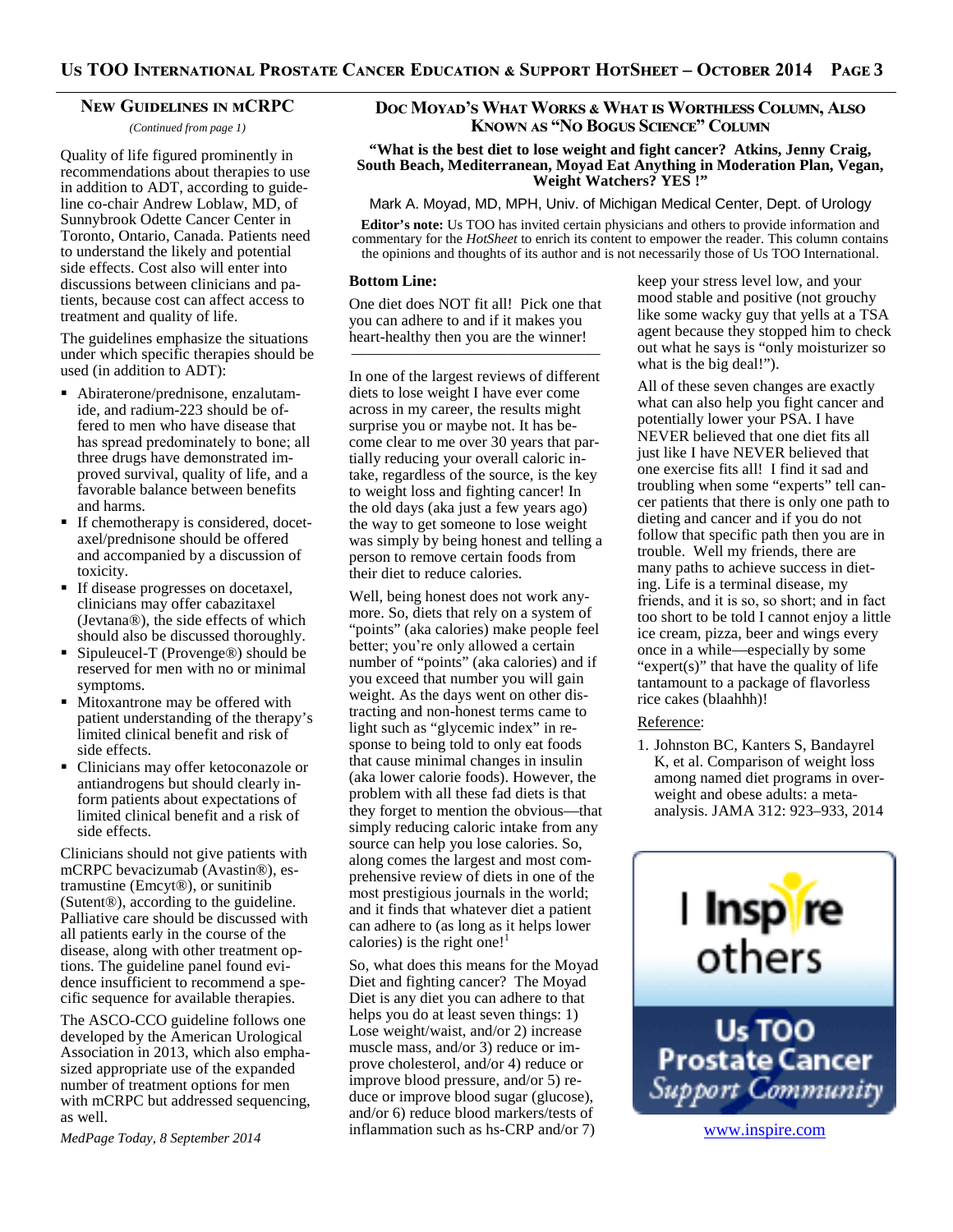## New Guidelines in mCRPC

*(Continued from page 1)*

Quality of life figured prominently in recommendations about therapies to use in addition to ADT, according to guideline co-chair Andrew Loblaw, MD, of Sunnybrook Odette Cancer Center in Toronto, Ontario, Canada. Patients need to understand the likely and potential side effects. Cost also will enter into discussions between clinicians and patients, because cost can affect access to treatment and quality of life.

The guidelines emphasize the situations under which specific therapies should be used (in addition to ADT):

- Abiraterone/prednisone, enzalutamide, and radium-223 should be offered to men who have disease that has spread predominately to bone; all three drugs have demonstrated improved survival, quality of life, and a favorable balance between benefits and harms.
- If chemotherapy is considered, docetaxel/prednisone should be offered and accompanied by a discussion of toxicity.
- If disease progresses on docetaxel, clinicians may offer cabazitaxel (Jevtana®), the side effects of which should also be discussed thoroughly.
- Sipuleucel-T (Provenge®) should be reserved for men with no or minimal symptoms.
- Mitoxantrone may be offered with patient understanding of the therapy's limited clinical benefit and risk of side effects.
- Clinicians may offer ketoconazole or antiandrogens but should clearly inform patients about expectations of limited clinical benefit and a risk of side effects.

Clinicians should not give patients with mCRPC bevacizumab (Avastin®), estramustine (Emcyt®), or sunitinib (Sutent®), according to the guideline. Palliative care should be discussed with all patients early in the course of the disease, along with other treatment options. The guideline panel found evidence insufficient to recommend a specific sequence for available therapies.

The ASCO-CCO guideline follows one developed by the American Urological Association in 2013, which also emphasized appropriate use of the expanded number of treatment options for men with mCRPC but addressed sequencing, as well.

*MedPage Today, 8 September 2014*

## Doc Moyad's What Works & What is Worthless Column, Also Known as "No Bogus Science" Column

**"What is the best diet to lose weight and fight cancer? Atkins, Jenny Craig, South Beach, Mediterranean, Moyad Eat Anything in Moderation Plan, Vegan, Weight Watchers? YES !"**

Mark A. Moyad, MD, MPH, Univ. of Michigan Medical Center, Dept. of Urology

**Editor's note:** Us TOO has invited certain physicians and others to provide information and commentary for the *HotSheet* to enrich its content to empower the reader. This column contains the opinions and thoughts of its author and is not necessarily those of Us TOO International.

**Bottom Line:**

One diet does NOT fit all! Pick one that you can adhere to and if it makes you heart-healthy then you are the winner!

---

In one of the largest reviews of different diets to lose weight I have ever come across in my career, the results might surprise you or maybe not. It has become clear to me over 30 years that partially reducing your overall caloric intake, regardless of the source, is the key to weight loss and fighting cancer! In the old days (aka just a few years ago) the way to get someone to lose weight was simply by being honest and telling a person to remove certain foods from their diet to reduce calories.

Well, being honest does not work anymore. So, diets that rely on a system of "points" (aka calories) make people feel better; you're only allowed a certain number of "points" (aka calories) and if you exceed that number you will gain weight. As the days went on other distracting and non-honest terms came to light such as "glycemic index" in response to being told to only eat foods that cause minimal changes in insulin (aka lower calorie foods). However, the problem with all these fad diets is that they forget to mention the obvious—that simply reducing caloric intake from any source can help you lose calories. So, along comes the largest and most comprehensive review of diets in one of the most prestigious journals in the world; and it finds that whatever diet a patient can adhere to (as long as it helps lower calories) is the right one![1]

So, what does this means for the Moyad Diet and fighting cancer? The Moyad Diet is any diet you can adhere to that helps you do at least seven things: 1) Lose weight/waist, and/or 2) increase muscle mass, and/or 3) reduce or improve cholesterol, and/or 4) reduce or improve blood pressure, and/or 5) reduce or improve blood sugar (glucose), and/or 6) reduce blood markers/tests of inflammation such as hs-CRP and/or 7) keep your stress level low, and your mood stable and positive (not grouchy like some wacky guy that yells at a TSA agent because they stopped him to check out what he says is "only moisturizer so what is the big deal!").

All of these seven changes are exactly what can also help you fight cancer and potentially lower your PSA. I have NEVER believed that one diet fits all just like I have NEVER believed that one exercise fits all! I find it sad and troubling when some "experts" tell cancer patients that there is only one path to dieting and cancer and if you do not follow that specific path then you are in trouble. Well my friends, there are many paths to achieve success in dieting. Life is a terminal disease, my friends, and it is so, so short; and in fact too short to be told I cannot enjoy a little ice cream, pizza, beer and wings every once in a while—especially by some "expert(s)" that have the quality of life tantamount to a package of flavorless rice cakes (blaahhh)!

Reference:

1. Johnston BC, Kanters S, Bandayrel K, et al. Comparison of weight loss among named diet programs in overweight and obese adults: a meta-analysis. JAMA 312: 923–933, 2014

I Inspire others

Us TOO Prostate Cancer Support Community

www.inspire.com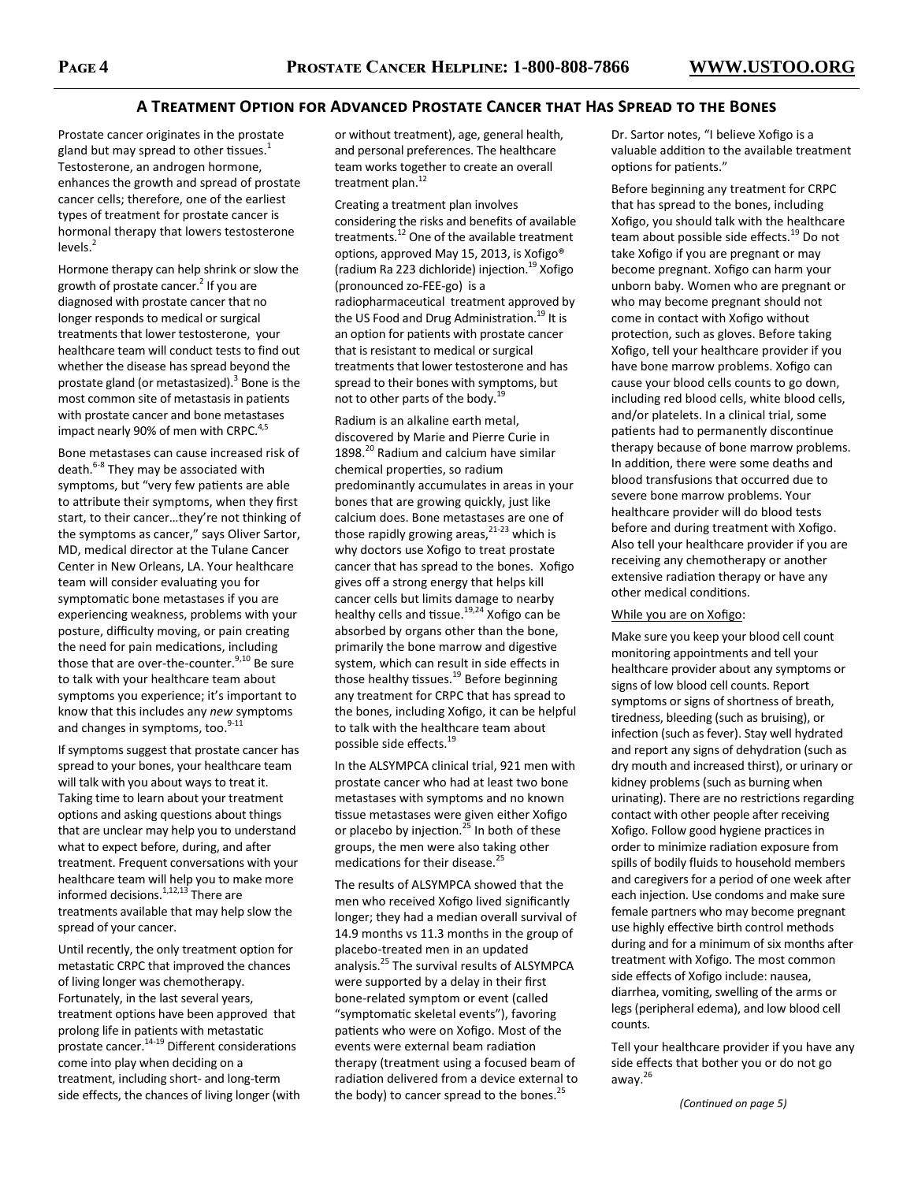## A Treatment Option for Advanced Prostate Cancer that Has Spread to the Bones

Prostate cancer originates in the prostate gland but may spread to other tissues.[1] Testosterone, an androgen hormone, enhances the growth and spread of prostate cancer cells; therefore, one of the earliest types of treatment for prostate cancer is hormonal therapy that lowers testosterone levels.[2]

Hormone therapy can help shrink or slow the growth of prostate cancer.[2] If you are diagnosed with prostate cancer that no longer responds to medical or surgical treatments that lower testosterone, your healthcare team will conduct tests to find out whether the disease has spread beyond the prostate gland (or metastasized).[3] Bone is the most common site of metastasis in patients with prostate cancer and bone metastases impact nearly 90% of men with CRPC.[4,5]

Bone metastases can cause increased risk of death.[6-8] They may be associated with symptoms, but "very few patients are able to attribute their symptoms, when they first start, to their cancer…they're not thinking of the symptoms as cancer," says Oliver Sartor, MD, medical director at the Tulane Cancer Center in New Orleans, LA. Your healthcare team will consider evaluating you for symptomatic bone metastases if you are experiencing weakness, problems with your posture, difficulty moving, or pain creating the need for pain medications, including those that are over-the-counter.[9,10] Be sure to talk with your healthcare team about symptoms you experience; it's important to know that this includes any *new* symptoms and changes in symptoms, too.[9-11]

If symptoms suggest that prostate cancer has spread to your bones, your healthcare team will talk with you about ways to treat it. Taking time to learn about your treatment options and asking questions about things that are unclear may help you to understand what to expect before, during, and after treatment. Frequent conversations with your healthcare team will help you to make more informed decisions.[1,12,13] There are treatments available that may help slow the spread of your cancer.

Until recently, the only treatment option for metastatic CRPC that improved the chances of living longer was chemotherapy. Fortunately, in the last several years, treatment options have been approved that prolong life in patients with metastatic prostate cancer.[14-19] Different considerations come into play when deciding on a treatment, including short- and long-term side effects, the chances of living longer (with or without treatment), age, general health, and personal preferences. The healthcare team works together to create an overall treatment plan.[12]

Creating a treatment plan involves considering the risks and benefits of available treatments.[12] One of the available treatment options, approved May 15, 2013, is Xofigo® (radium Ra 223 dichloride) injection.[19] Xofigo (pronounced zo-FEE-go) is a radiopharmaceutical treatment approved by the US Food and Drug Administration.[19] It is an option for patients with prostate cancer that is resistant to medical or surgical treatments that lower testosterone and has spread to their bones with symptoms, but not to other parts of the body.[19]

Radium is an alkaline earth metal, discovered by Marie and Pierre Curie in 1898.[20] Radium and calcium have similar chemical properties, so radium predominantly accumulates in areas in your bones that are growing quickly, just like calcium does. Bone metastases are one of those rapidly growing areas,[21-23] which is why doctors use Xofigo to treat prostate cancer that has spread to the bones. Xofigo gives off a strong energy that helps kill cancer cells but limits damage to nearby healthy cells and tissue.[19,24] Xofigo can be absorbed by organs other than the bone, primarily the bone marrow and digestive system, which can result in side effects in those healthy tissues.[19] Before beginning any treatment for CRPC that has spread to the bones, including Xofigo, it can be helpful to talk with the healthcare team about possible side effects.[19]

In the ALSYMPCA clinical trial, 921 men with prostate cancer who had at least two bone metastases with symptoms and no known tissue metastases were given either Xofigo or placebo by injection.[25] In both of these groups, the men were also taking other medications for their disease.[25]

The results of ALSYMPCA showed that the men who received Xofigo lived significantly longer; they had a median overall survival of 14.9 months vs 11.3 months in the group of placebo-treated men in an updated analysis.[25] The survival results of ALSYMPCA were supported by a delay in their first bone-related symptom or event (called "symptomatic skeletal events"), favoring patients who were on Xofigo. Most of the events were external beam radiation therapy (treatment using a focused beam of radiation delivered from a device external to the body) to cancer spread to the bones.[25]

Dr. Sartor notes, "I believe Xofigo is a valuable addition to the available treatment options for patients."

Before beginning any treatment for CRPC that has spread to the bones, including Xofigo, you should talk with the healthcare team about possible side effects.[19] Do not take Xofigo if you are pregnant or may become pregnant. Xofigo can harm your unborn baby. Women who are pregnant or who may become pregnant should not come in contact with Xofigo without protection, such as gloves. Before taking Xofigo, tell your healthcare provider if you have bone marrow problems. Xofigo can cause your blood cells counts to go down, including red blood cells, white blood cells, and/or platelets. In a clinical trial, some patients had to permanently discontinue therapy because of bone marrow problems. In addition, there were some deaths and blood transfusions that occurred due to severe bone marrow problems. Your healthcare provider will do blood tests before and during treatment with Xofigo. Also tell your healthcare provider if you are receiving any chemotherapy or another extensive radiation therapy or have any other medical conditions.

While you are on Xofigo:

Make sure you keep your blood cell count monitoring appointments and tell your healthcare provider about any symptoms or signs of low blood cell counts. Report symptoms or signs of shortness of breath, tiredness, bleeding (such as bruising), or infection (such as fever). Stay well hydrated and report any signs of dehydration (such as dry mouth and increased thirst), or urinary or kidney problems (such as burning when urinating). There are no restrictions regarding contact with other people after receiving Xofigo. Follow good hygiene practices in order to minimize radiation exposure from spills of bodily fluids to household members and caregivers for a period of one week after each injection. Use condoms and make sure female partners who may become pregnant use highly effective birth control methods during and for a minimum of six months after treatment with Xofigo. The most common side effects of Xofigo include: nausea, diarrhea, vomiting, swelling of the arms or legs (peripheral edema), and low blood cell counts.

Tell your healthcare provider if you have any side effects that bother you or do not go away.[26]

*(Continued on page 5)*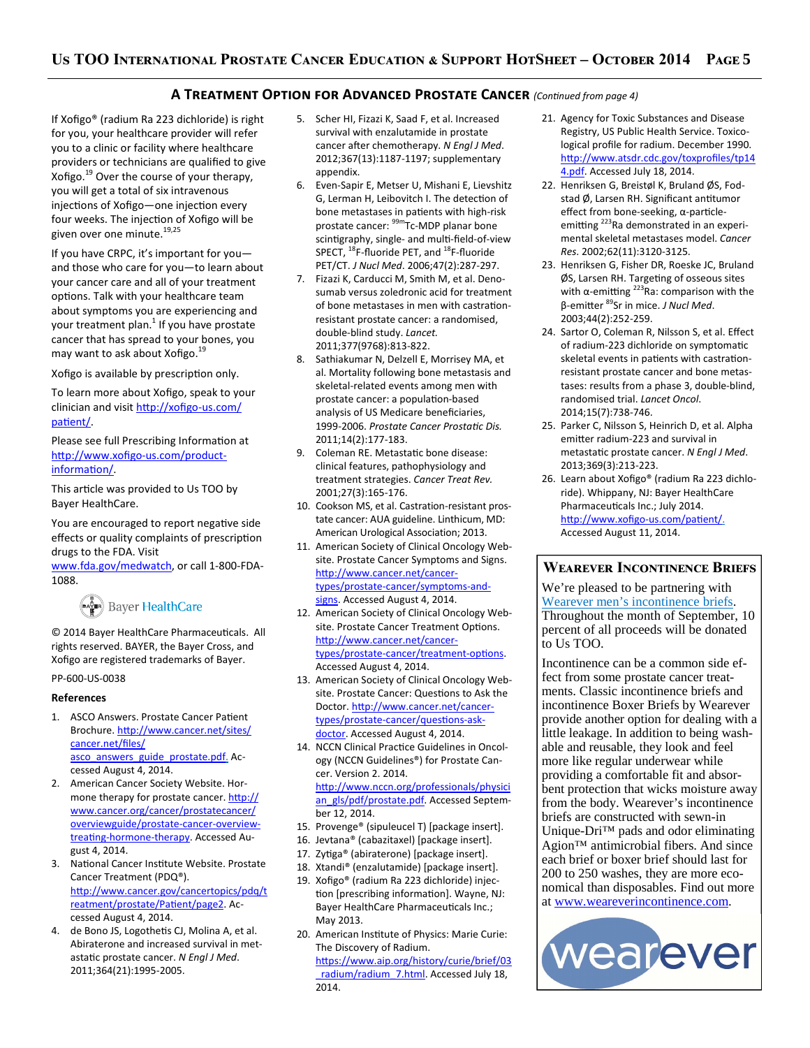## A Treatment Option for Advanced Prostate Cancer *(Continued from page 4)*

If Xofigo® (radium Ra 223 dichloride) is right for you, your healthcare provider will refer you to a clinic or facility where healthcare providers or technicians are qualified to give Xofigo.[19] Over the course of your therapy, you will get a total of six intravenous injections of Xofigo—one injection every four weeks. The injection of Xofigo will be given over one minute.[19,25]

If you have CRPC, it's important for you—and those who care for you—to learn about your cancer care and all of your treatment options. Talk with your healthcare team about symptoms you are experiencing and your treatment plan.[1] If you have prostate cancer that has spread to your bones, you may want to ask about Xofigo.[19]

Xofigo is available by prescription only.

To learn more about Xofigo, speak to your clinician and visit http://xofigo-us.com/patient/.

Please see full Prescribing Information at http://www.xofigo-us.com/product-information/.

This article was provided to Us TOO by Bayer HealthCare.

You are encouraged to report negative side effects or quality complaints of prescription drugs to the FDA. Visit www.fda.gov/medwatch, or call 1-800-FDA-1088.

Bayer HealthCare

© 2014 Bayer HealthCare Pharmaceuticals. All rights reserved. BAYER, the Bayer Cross, and Xofigo are registered trademarks of Bayer.

PP-600-US-0038

### References

1. ASCO Answers. Prostate Cancer Patient Brochure. http://www.cancer.net/sites/cancer.net/files/asco_answers_guide_prostate.pdf. Accessed August 4, 2014.
2. American Cancer Society Website. Hormone therapy for prostate cancer. http://www.cancer.org/cancer/prostatecancer/overviewguide/prostate-cancer-overview-treating-hormone-therapy. Accessed August 4, 2014.
3. National Cancer Institute Website. Prostate Cancer Treatment (PDQ®). http://www.cancer.gov/cancertopics/pdq/treatment/prostate/Patient/page2. Accessed August 4, 2014.
4. de Bono JS, Logothetis CJ, Molina A, et al. Abiraterone and increased survival in metastatic prostate cancer. *N Engl J Med*. 2011;364(21):1995-2005.
5. Scher HI, Fizazi K, Saad F, et al. Increased survival with enzalutamide in prostate cancer after chemotherapy. *N Engl J Med*. 2012;367(13):1187-1197; supplementary appendix.
6. Even-Sapir E, Metser U, Mishani E, Lievshitz G, Lerman H, Leibovitch I. The detection of bone metastases in patients with high-risk prostate cancer: $^{99m}$Tc-MDP planar bone scintigraphy, single- and multi-field-of-view SPECT, $^{18}$F-fluoride PET, and $^{18}$F-fluoride PET/CT. *J Nucl Med*. 2006;47(2):287-297.
7. Fizazi K, Carducci M, Smith M, et al. Denosumab versus zoledronic acid for treatment of bone metastases in men with castration-resistant prostate cancer: a randomised, double-blind study. *Lancet.* 2011;377(9768):813-822.
8. Sathiakumar N, Delzell E, Morrisey MA, et al. Mortality following bone metastasis and skeletal-related events among men with prostate cancer: a population-based analysis of US Medicare beneficiaries, 1999-2006. *Prostate Cancer Prostatic Dis.* 2011;14(2):177-183.
9. Coleman RE. Metastatic bone disease: clinical features, pathophysiology and treatment strategies. *Cancer Treat Rev.* 2001;27(3):165-176.
10. Cookson MS, et al. Castration-resistant prostate cancer: AUA guideline. Linthicum, MD: American Urological Association; 2013.
11. American Society of Clinical Oncology Website. Prostate Cancer Symptoms and Signs. http://www.cancer.net/cancer-types/prostate-cancer/symptoms-and-signs. Accessed August 4, 2014.
12. American Society of Clinical Oncology Website. Prostate Cancer Treatment Options. http://www.cancer.net/cancer-types/prostate-cancer/treatment-options. Accessed August 4, 2014.
13. American Society of Clinical Oncology Website. Prostate Cancer: Questions to Ask the Doctor. http://www.cancer.net/cancer-types/prostate-cancer/questions-ask-doctor. Accessed August 4, 2014.
14. NCCN Clinical Practice Guidelines in Oncology (NCCN Guidelines®) for Prostate Cancer. Version 2. 2014. http://www.nccn.org/professionals/physician_gls/pdf/prostate.pdf. Accessed September 12, 2014.
15. Provenge® (sipuleucel T) [package insert].
16. Jevtana® (cabazitaxel) [package insert].
17. Zytiga® (abiraterone) [package insert].
18. Xtandi® (enzalutamide) [package insert].
19. Xofigo® (radium Ra 223 dichloride) injection [prescribing information]. Wayne, NJ: Bayer HealthCare Pharmaceuticals Inc.; May 2013.
20. American Institute of Physics: Marie Curie: The Discovery of Radium. https://www.aip.org/history/curie/brief/03_radium/radium_7.html. Accessed July 18, 2014.
21. Agency for Toxic Substances and Disease Registry, US Public Health Service. Toxicological profile for radium. December 1990. http://www.atsdr.cdc.gov/toxprofiles/tp144.pdf. Accessed July 18, 2014.
22. Henriksen G, Breistøl K, Bruland ØS, Fodstad Ø, Larsen RH. Significant antitumor effect from bone-seeking, α-particle-emitting $^{223}$Ra demonstrated in an experimental skeletal metastases model. *Cancer Res.* 2002;62(11):3120-3125.
23. Henriksen G, Fisher DR, Roeske JC, Bruland ØS, Larsen RH. Targeting of osseous sites with α-emitting $^{223}$Ra: comparison with the β-emitter $^{89}$Sr in mice. *J Nucl Med*. 2003;44(2):252-259.
24. Sartor O, Coleman R, Nilsson S, et al. Effect of radium-223 dichloride on symptomatic skeletal events in patients with castration-resistant prostate cancer and bone metastases: results from a phase 3, double-blind, randomised trial. *Lancet Oncol*. 2014;15(7):738-746.
25. Parker C, Nilsson S, Heinrich D, et al. Alpha emitter radium-223 and survival in metastatic prostate cancer. *N Engl J Med*. 2013;369(3):213-223.
26. Learn about Xofigo® (radium Ra 223 dichloride). Whippany, NJ: Bayer HealthCare Pharmaceuticals Inc.; July 2014. http://www.xofigo-us.com/patient/. Accessed August 11, 2014.

## Wearever Incontinence Briefs

We're pleased to be partnering with Wearever men's incontinence briefs. Throughout the month of September, 10 percent of all proceeds will be donated to Us TOO.

Incontinence can be a common side effect from some prostate cancer treatments. Classic incontinence briefs and incontinence Boxer Briefs by Wearever provide another option for dealing with a little leakage. In addition to being washable and reusable, they look and feel more like regular underwear while providing a comfortable fit and absorbent protection that wicks moisture away from the body. Wearever's incontinence briefs are constructed with sewn-in Unique-Dri™ pads and odor eliminating Agion™ antimicrobial fibers. And since each brief or boxer brief should last for 200 to 250 washes, they are more economical than disposables. Find out more at www.weareverincontinence.com.

wearever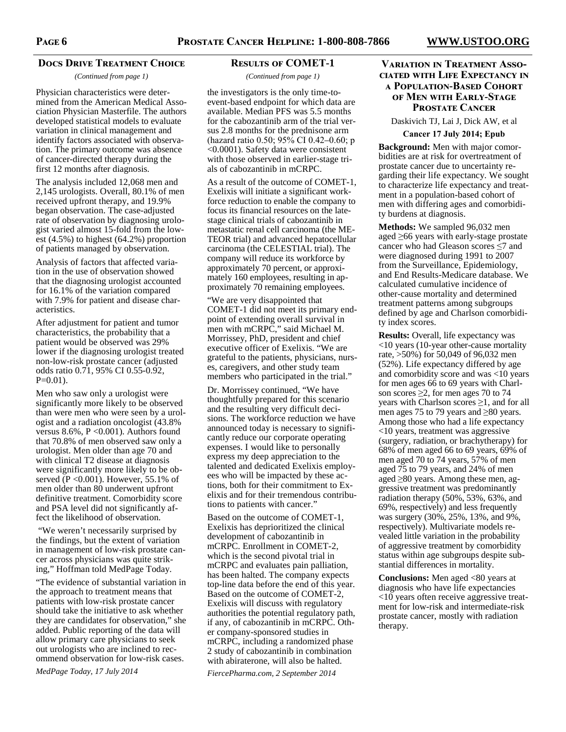## Docs Drive Treatment Choice

*(Continued from page 1)*

Physician characteristics were determined from the American Medical Association Physician Masterfile. The authors developed statistical models to evaluate variation in clinical management and identify factors associated with observation. The primary outcome was absence of cancer-directed therapy during the first 12 months after diagnosis.

The analysis included 12,068 men and 2,145 urologists. Overall, 80.1% of men received upfront therapy, and 19.9% began observation. The case-adjusted rate of observation by diagnosing urologist varied almost 15-fold from the lowest (4.5%) to highest (64.2%) proportion of patients managed by observation.

Analysis of factors that affected variation in the use of observation showed that the diagnosing urologist accounted for 16.1% of the variation compared with 7.9% for patient and disease characteristics.

After adjustment for patient and tumor characteristics, the probability that a patient would be observed was 29% lower if the diagnosing urologist treated non-low-risk prostate cancer (adjusted odds ratio 0.71, 95% CI 0.55-0.92, P=0.01).

Men who saw only a urologist were significantly more likely to be observed than were men who were seen by a urologist and a radiation oncologist (43.8% versus 8.6%, P <0.001). Authors found that 70.8% of men observed saw only a urologist. Men older than age 70 and with clinical T2 disease at diagnosis were significantly more likely to be observed (P <0.001). However, 55.1% of men older than 80 underwent upfront definitive treatment. Comorbidity score and PSA level did not significantly affect the likelihood of observation.

"We weren't necessarily surprised by the findings, but the extent of variation in management of low-risk prostate cancer across physicians was quite striking," Hoffman told MedPage Today.

"The evidence of substantial variation in the approach to treatment means that patients with low-risk prostate cancer should take the initiative to ask whether they are candidates for observation," she added. Public reporting of the data will allow primary care physicians to seek out urologists who are inclined to recommend observation for low-risk cases.

*MedPage Today, 17 July 2014*

## Results of COMET-1

*(Continued from page 1)*

the investigators is the only time-to-event-based endpoint for which data are available. Median PFS was 5.5 months for the cabozantinib arm of the trial versus 2.8 months for the prednisone arm (hazard ratio 0.50; 95% CI 0.42–0.60; p <0.0001). Safety data were consistent with those observed in earlier-stage trials of cabozantinib in mCRPC.

As a result of the outcome of COMET-1, Exelixis will initiate a significant workforce reduction to enable the company to focus its financial resources on the late-stage clinical trials of cabozantinib in metastatic renal cell carcinoma (the METEOR trial) and advanced hepatocellular carcinoma (the CELESTIAL trial). The company will reduce its workforce by approximately 70 percent, or approximately 160 employees, resulting in approximately 70 remaining employees.

"We are very disappointed that COMET-1 did not meet its primary endpoint of extending overall survival in men with mCRPC," said Michael M. Morrissey, PhD, president and chief executive officer of Exelixis. "We are grateful to the patients, physicians, nurses, caregivers, and other study team members who participated in the trial."

Dr. Morrissey continued, "We have thoughtfully prepared for this scenario and the resulting very difficult decisions. The workforce reduction we have announced today is necessary to significantly reduce our corporate operating expenses. I would like to personally express my deep appreciation to the talented and dedicated Exelixis employees who will be impacted by these actions, both for their commitment to Exelixis and for their tremendous contributions to patients with cancer."

Based on the outcome of COMET-1, Exelixis has deprioritized the clinical development of cabozantinib in mCRPC. Enrollment in COMET-2, which is the second pivotal trial in mCRPC and evaluates pain palliation, has been halted. The company expects top-line data before the end of this year. Based on the outcome of COMET-2, Exelixis will discuss with regulatory authorities the potential regulatory path, if any, of cabozantinib in mCRPC. Other company-sponsored studies in mCRPC, including a randomized phase 2 study of cabozantinib in combination with abiraterone, will also be halted.

*FiercePharma.com, 2 September 2014*

## Variation in Treatment Associated with Life Expectancy in a Population-Based Cohort of Men with Early-Stage Prostate Cancer

Daskivich TJ, Lai J, Dick AW, et al

**Cancer 17 July 2014; Epub**

**Background:** Men with major comorbidities are at risk for overtreatment of prostate cancer due to uncertainty regarding their life expectancy. We sought to characterize life expectancy and treatment in a population-based cohort of men with differing ages and comorbidity burdens at diagnosis.

**Methods:** We sampled 96,032 men aged ≥66 years with early-stage prostate cancer who had Gleason scores ≤7 and were diagnosed during 1991 to 2007 from the Surveillance, Epidemiology, and End Results-Medicare database. We calculated cumulative incidence of other-cause mortality and determined treatment patterns among subgroups defined by age and Charlson comorbidity index scores.

**Results:** Overall, life expectancy was <10 years (10-year other-cause mortality rate, >50%) for 50,049 of 96,032 men (52%). Life expectancy differed by age and comorbidity score and was <10 years for men ages 66 to 69 years with Charlson scores ≥2, for men ages 70 to 74 years with Charlson scores ≥1, and for all men ages 75 to 79 years and ≥80 years. Among those who had a life expectancy <10 years, treatment was aggressive (surgery, radiation, or brachytherapy) for 68% of men aged 66 to 69 years, 69% of men aged 70 to 74 years, 57% of men aged 75 to 79 years, and 24% of men aged ≥80 years. Among these men, aggressive treatment was predominantly radiation therapy (50%, 53%, 63%, and 69%, respectively) and less frequently was surgery (30%, 25%, 13%, and 9%, respectively). Multivariate models revealed little variation in the probability of aggressive treatment by comorbidity status within age subgroups despite substantial differences in mortality.

**Conclusions:** Men aged <80 years at diagnosis who have life expectancies <10 years often receive aggressive treatment for low-risk and intermediate-risk prostate cancer, mostly with radiation therapy.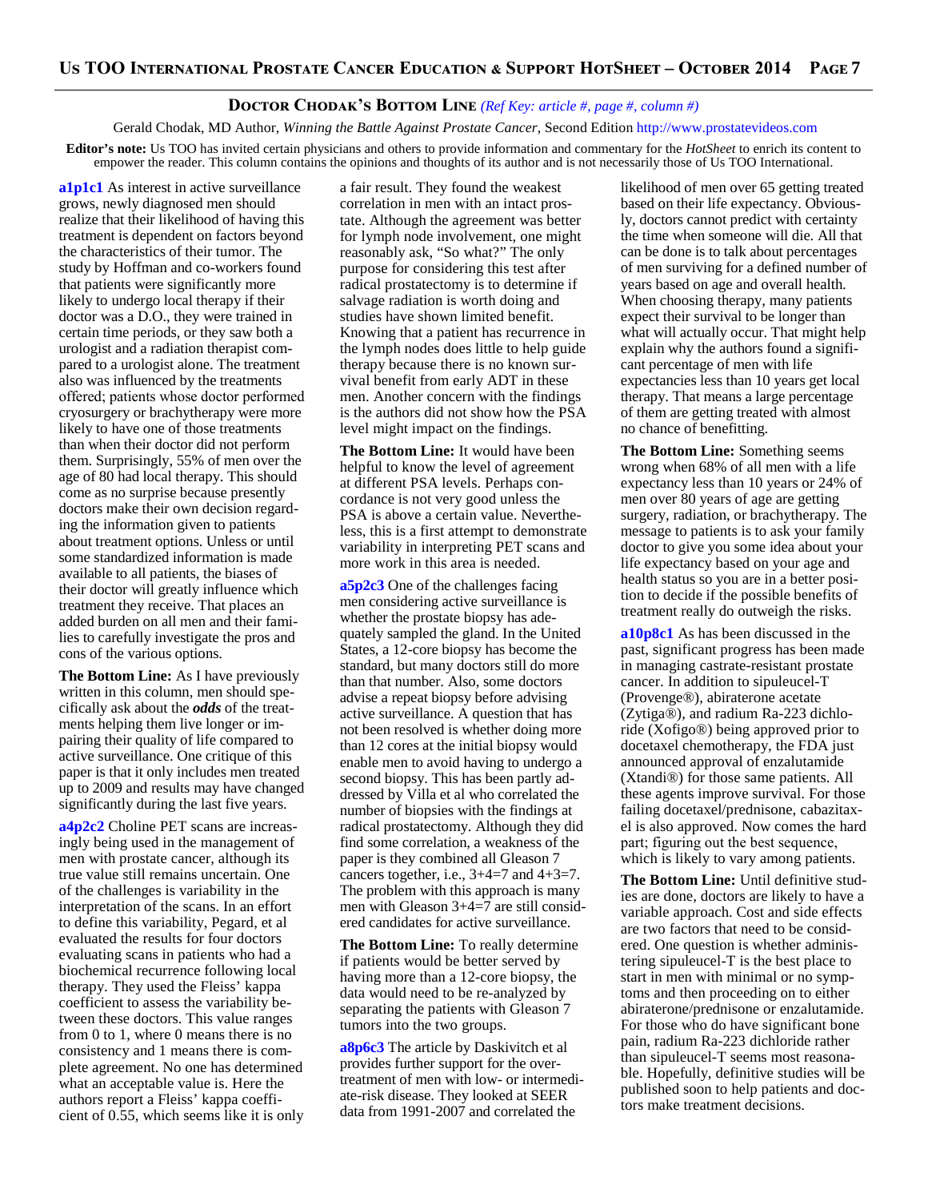## Doctor Chodak's Bottom Line *(Ref Key: article #, page #, column #)*

Gerald Chodak, MD Author, *Winning the Battle Against Prostate Cancer*, Second Edition http://www.prostatevideos.com

**Editor's note:** Us TOO has invited certain physicians and others to provide information and commentary for the *HotSheet* to enrich its content to empower the reader. This column contains the opinions and thoughts of its author and is not necessarily those of Us TOO International.

**a1p1c1** As interest in active surveillance grows, newly diagnosed men should realize that their likelihood of having this treatment is dependent on factors beyond the characteristics of their tumor. The study by Hoffman and co-workers found that patients were significantly more likely to undergo local therapy if their doctor was a D.O., they were trained in certain time periods, or they saw both a urologist and a radiation therapist compared to a urologist alone. The treatment also was influenced by the treatments offered; patients whose doctor performed cryosurgery or brachytherapy were more likely to have one of those treatments than when their doctor did not perform them. Surprisingly, 55% of men over the age of 80 had local therapy. This should come as no surprise because presently doctors make their own decision regarding the information given to patients about treatment options. Unless or until some standardized information is made available to all patients, the biases of their doctor will greatly influence which treatment they receive. That places an added burden on all men and their families to carefully investigate the pros and cons of the various options.

**The Bottom Line:** As I have previously written in this column, men should specifically ask about the ***odds*** of the treatments helping them live longer or impairing their quality of life compared to active surveillance. One critique of this paper is that it only includes men treated up to 2009 and results may have changed significantly during the last five years.

**a4p2c2** Choline PET scans are increasingly being used in the management of men with prostate cancer, although its true value still remains uncertain. One of the challenges is variability in the interpretation of the scans. In an effort to define this variability, Pegard, et al evaluated the results for four doctors evaluating scans in patients who had a biochemical recurrence following local therapy. They used the Fleiss' kappa coefficient to assess the variability between these doctors. This value ranges from 0 to 1, where 0 means there is no consistency and 1 means there is complete agreement. No one has determined what an acceptable value is. Here the authors report a Fleiss' kappa coefficient of 0.55, which seems like it is only a fair result. They found the weakest correlation in men with an intact prostate. Although the agreement was better for lymph node involvement, one might reasonably ask, "So what?" The only purpose for considering this test after radical prostatectomy is to determine if salvage radiation is worth doing and studies have shown limited benefit. Knowing that a patient has recurrence in the lymph nodes does little to help guide therapy because there is no known survival benefit from early ADT in these men. Another concern with the findings is the authors did not show how the PSA level might impact on the findings.

**The Bottom Line:** It would have been helpful to know the level of agreement at different PSA levels. Perhaps concordance is not very good unless the PSA is above a certain value. Nevertheless, this is a first attempt to demonstrate variability in interpreting PET scans and more work in this area is needed.

**a5p2c3** One of the challenges facing men considering active surveillance is whether the prostate biopsy has adequately sampled the gland. In the United States, a 12-core biopsy has become the standard, but many doctors still do more than that number. Also, some doctors advise a repeat biopsy before advising active surveillance. A question that has not been resolved is whether doing more than 12 cores at the initial biopsy would enable men to avoid having to undergo a second biopsy. This has been partly addressed by Villa et al who correlated the number of biopsies with the findings at radical prostatectomy. Although they did find some correlation, a weakness of the paper is they combined all Gleason 7 cancers together, i.e., 3+4=7 and 4+3=7. The problem with this approach is many men with Gleason 3+4=7 are still considered candidates for active surveillance.

**The Bottom Line:** To really determine if patients would be better served by having more than a 12-core biopsy, the data would need to be re-analyzed by separating the patients with Gleason 7 tumors into the two groups.

**a8p6c3** The article by Daskivitch et al provides further support for the overtreatment of men with low- or intermediate-risk disease. They looked at SEER data from 1991-2007 and correlated the likelihood of men over 65 getting treated based on their life expectancy. Obviously, doctors cannot predict with certainty the time when someone will die. All that can be done is to talk about percentages of men surviving for a defined number of years based on age and overall health. When choosing therapy, many patients expect their survival to be longer than what will actually occur. That might help explain why the authors found a significant percentage of men with life expectancies less than 10 years get local therapy. That means a large percentage of them are getting treated with almost no chance of benefitting.

**The Bottom Line:** Something seems wrong when 68% of all men with a life expectancy less than 10 years or 24% of men over 80 years of age are getting surgery, radiation, or brachytherapy. The message to patients is to ask your family doctor to give you some idea about your life expectancy based on your age and health status so you are in a better position to decide if the possible benefits of treatment really do outweigh the risks.

**a10p8c1** As has been discussed in the past, significant progress has been made in managing castrate-resistant prostate cancer. In addition to sipuleucel-T (Provenge®), abiraterone acetate (Zytiga®), and radium Ra-223 dichloride (Xofigo®) being approved prior to docetaxel chemotherapy, the FDA just announced approval of enzalutamide (Xtandi®) for those same patients. All these agents improve survival. For those failing docetaxel/prednisone, cabazitaxel is also approved. Now comes the hard part; figuring out the best sequence, which is likely to vary among patients.

**The Bottom Line:** Until definitive studies are done, doctors are likely to have a variable approach. Cost and side effects are two factors that need to be considered. One question is whether administering sipuleucel-T is the best place to start in men with minimal or no symptoms and then proceeding on to either abiraterone/prednisone or enzalutamide. For those who do have significant bone pain, radium Ra-223 dichloride rather than sipuleucel-T seems most reasonable. Hopefully, definitive studies will be published soon to help patients and doctors make treatment decisions.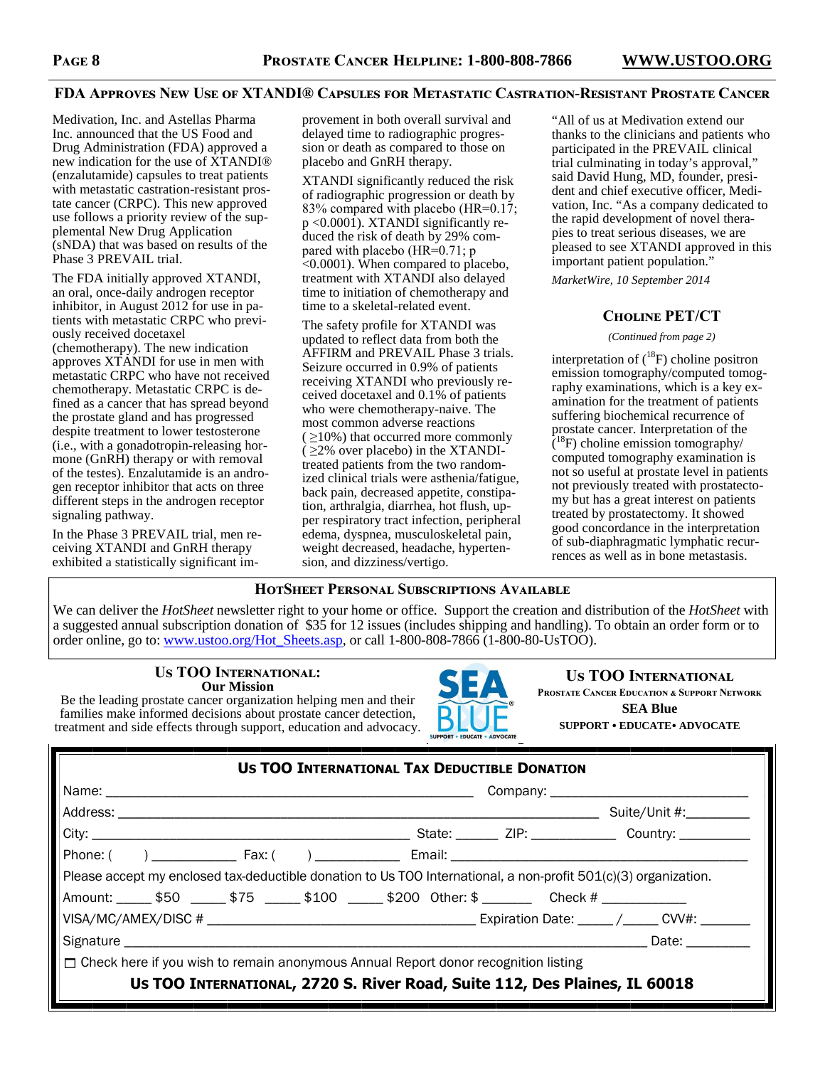## FDA Approves New Use of XTANDI® Capsules for Metastatic Castration-Resistant Prostate Cancer

Medivation, Inc. and Astellas Pharma Inc. announced that the US Food and Drug Administration (FDA) approved a new indication for the use of XTANDI® (enzalutamide) capsules to treat patients with metastatic castration-resistant prostate cancer (CRPC). This new approved use follows a priority review of the supplemental New Drug Application (sNDA) that was based on results of the Phase 3 PREVAIL trial.

The FDA initially approved XTANDI, an oral, once-daily androgen receptor inhibitor, in August 2012 for use in patients with metastatic CRPC who previously received docetaxel (chemotherapy). The new indication approves XTANDI for use in men with metastatic CRPC who have not received chemotherapy. Metastatic CRPC is defined as a cancer that has spread beyond the prostate gland and has progressed despite treatment to lower testosterone (i.e., with a gonadotropin-releasing hormone (GnRH) therapy or with removal of the testes). Enzalutamide is an androgen receptor inhibitor that acts on three different steps in the androgen receptor signaling pathway.

In the Phase 3 PREVAIL trial, men receiving XTANDI and GnRH therapy exhibited a statistically significant improvement in both overall survival and delayed time to radiographic progression or death as compared to those on placebo and GnRH therapy.

XTANDI significantly reduced the risk of radiographic progression or death by 83% compared with placebo (HR=0.17; $p < 0.0001$). XTANDI significantly reduced the risk of death by 29% compared with placebo (HR=0.71; $p < 0.0001$). When compared to placebo, treatment with XTANDI also delayed time to initiation of chemotherapy and time to a skeletal-related event.

The safety profile for XTANDI was updated to reflect data from both the AFFIRM and PREVAIL Phase 3 trials. Seizure occurred in 0.9% of patients receiving XTANDI who previously received docetaxel and 0.1% of patients who were chemotherapy-naive. The most common adverse reactions ($\geq$10%) that occurred more commonly ($\geq$2% over placebo) in the XTANDI-treated patients from the two randomized clinical trials were asthenia/fatigue, back pain, decreased appetite, constipation, arthralgia, diarrhea, hot flush, upper respiratory tract infection, peripheral edema, dyspnea, musculoskeletal pain, weight decreased, headache, hypertension, and dizziness/vertigo.

"All of us at Medivation extend our thanks to the clinicians and patients who participated in the PREVAIL clinical trial culminating in today's approval," said David Hung, MD, founder, president and chief executive officer, Medivation, Inc. "As a company dedicated to the rapid development of novel therapies to treat serious diseases, we are pleased to see XTANDI approved in this important patient population."

*MarketWire, 10 September 2014*

## Choline PET/CT

*(Continued from page 2)*

interpretation of ($^{18}$F) choline positron emission tomography/computed tomography examinations, which is a key examination for the treatment of patients suffering biochemical recurrence of prostate cancer. Interpretation of the ($^{18}$F) choline emission tomography/computed tomography examination is not so useful at prostate level in patients not previously treated with prostatectomy but has a great interest on patients treated by prostatectomy. It showed good concordance in the interpretation of sub-diaphragmatic lymphatic recurrences as well as in bone metastasis.

## HotSheet Personal Subscriptions Available

We can deliver the *HotSheet* newsletter right to your home or office. Support the creation and distribution of the *HotSheet* with a suggested annual subscription donation of $35 for 12 issues (includes shipping and handling). To obtain an order form or to order online, go to: www.ustoo.org/Hot_Sheets.asp, or call 1-800-808-7866 (1-800-80-UsTOO).

### Us TOO International: Our Mission

Be the leading prostate cancer organization helping men and their families make informed decisions about prostate cancer detection, treatment and side effects through support, education and advocacy.

SEA BLUE
SUPPORT • EDUCATE • ADVOCATE

### Us TOO International
Prostate Cancer Education & Support Network
**SEA Blue**
**SUPPORT • EDUCATE• ADVOCATE**

## Us TOO International Tax Deductible Donation

Name: ______________________________ Company: ______________________

Address: ______________________________________ Suite/Unit #: ________

City: ______________________________ State: ______ ZIP: ___________ Country: _________

Phone: ( ) ___________ Fax: ( ) ___________ Email: ______________________________

Please accept my enclosed tax-deductible donation to Us TOO International, a non-profit 501(c)(3) organization.

Amount: _____ $50 _____ $75 _____ $100 _____ $200 Other: $ _______ Check # ___________

VISA/MC/AMEX/DISC # ______________________________ Expiration Date: _____ / _____ CVV#: _______

Signature ______________________________________________________ Date: _________

☐ Check here if you wish to remain anonymous Annual Report donor recognition listing

**Us TOO International, 2720 S. River Road, Suite 112, Des Plaines, IL 60018**